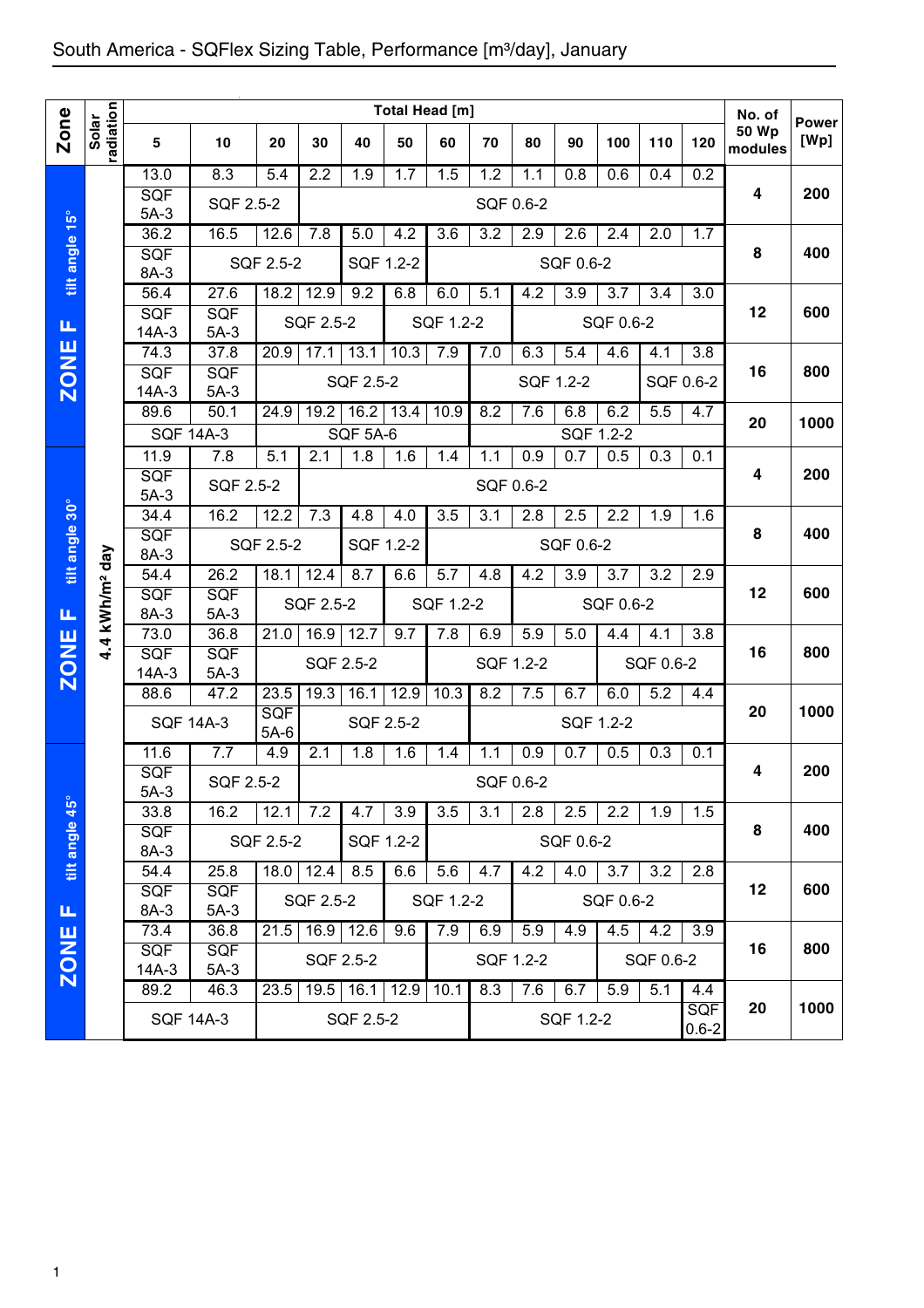# South America - SQFlex Sizing Table, Performance [m³/day], January

| Zone | Solar radiation | 5 | 10 | 20 | 30 | 40 | 50 | 60 | 70 | 80 | 90 | 100 | 110 | 120 | No. of 50 Wp modules | Power [Wp] |
|---|---|---|---|---|---|---|---|---|---|---|---|---|---|---|---|---|
| | | **Total Head [m]** | | | | | | | | | | | | | | |
| ZONE F tilt angle 15° | 4.4 kWh/m² day | 13.0 | 8.3 | 5.4 | 2.2 | 1.9 | 1.7 | 1.5 | 1.2 | 1.1 | 0.8 | 0.6 | 0.4 | 0.2 | 4 | 200 |
| | | SQF 5A-3 | SQF 2.5-2 | | SQF 0.6-2 | | | | | | | | | | | |
| | | 36.2 | 16.5 | 12.6 | 7.8 | 5.0 | 4.2 | 3.6 | 3.2 | 2.9 | 2.6 | 2.4 | 2.0 | 1.7 | 8 | 400 |
| | | SQF 8A-3 | SQF 2.5-2 | | | SQF 1.2-2 | | SQF 0.6-2 | | | | | | | | |
| | | 56.4 | 27.6 | 18.2 | 12.9 | 9.2 | 6.8 | 6.0 | 5.1 | 4.2 | 3.9 | 3.7 | 3.4 | 3.0 | 12 | 600 |
| | | SQF 14A-3 | SQF 5A-3 | SQF 2.5-2 | | | SQF 1.2-2 | | | SQF 0.6-2 | | | | | | |
| | | 74.3 | 37.8 | 20.9 | 17.1 | 13.1 | 10.3 | 7.9 | 7.0 | 6.3 | 5.4 | 4.6 | 4.1 | 3.8 | 16 | 800 |
| | | SQF 14A-3 | SQF 5A-3 | SQF 2.5-2 | | | | | SQF 1.2-2 | | | | SQF 0.6-2 | | | |
| | | 89.6 | 50.1 | 24.9 | 19.2 | 16.2 | 13.4 | 10.9 | 8.2 | 7.6 | 6.8 | 6.2 | 5.5 | 4.7 | 20 | 1000 |
| | | SQF 14A-3 | | SQF 5A-6 | | | | | SQF 1.2-2 | | | | | | | |
| ZONE F tilt angle 30° | 4.4 kWh/m² day | 11.9 | 7.8 | 5.1 | 2.1 | 1.8 | 1.6 | 1.4 | 1.1 | 0.9 | 0.7 | 0.5 | 0.3 | 0.1 | 4 | 200 |
| | | SQF 5A-3 | SQF 2.5-2 | | SQF 0.6-2 | | | | | | | | | | | |
| | | 34.4 | 16.2 | 12.2 | 7.3 | 4.8 | 4.0 | 3.5 | 3.1 | 2.8 | 2.5 | 2.2 | 1.9 | 1.6 | 8 | 400 |
| | | SQF 8A-3 | SQF 2.5-2 | | | SQF 1.2-2 | | SQF 0.6-2 | | | | | | | | |
| | | 54.4 | 26.2 | 18.1 | 12.4 | 8.7 | 6.6 | 5.7 | 4.8 | 4.2 | 3.9 | 3.7 | 3.2 | 2.9 | 12 | 600 |
| | | SQF 8A-3 | SQF 5A-3 | SQF 2.5-2 | | | SQF 1.2-2 | | | SQF 0.6-2 | | | | | | |
| | | 73.0 | 36.8 | 21.0 | 16.9 | 12.7 | 9.7 | 7.8 | 6.9 | 5.9 | 5.0 | 4.4 | 4.1 | 3.8 | 16 | 800 |
| | | SQF 14A-3 | SQF 5A-3 | SQF 2.5-2 | | | | SQF 1.2-2 | | | | SQF 0.6-2 | | | | |
| | | 88.6 | 47.2 | 23.5 | 19.3 | 16.1 | 12.9 | 10.3 | 8.2 | 7.5 | 6.7 | 6.0 | 5.2 | 4.4 | 20 | 1000 |
| | | SQF 14A-3 | | SQF 5A-6 | SQF 2.5-2 | | | | SQF 1.2-2 | | | | | | | |
| ZONE F tilt angle 45° | 4.4 kWh/m² day | 11.6 | 7.7 | 4.9 | 2.1 | 1.8 | 1.6 | 1.4 | 1.1 | 0.9 | 0.7 | 0.5 | 0.3 | 0.1 | 4 | 200 |
| | | SQF 5A-3 | SQF 2.5-2 | | SQF 0.6-2 | | | | | | | | | | | |
| | | 33.8 | 16.2 | 12.1 | 7.2 | 4.7 | 3.9 | 3.5 | 3.1 | 2.8 | 2.5 | 2.2 | 1.9 | 1.5 | 8 | 400 |
| | | SQF 8A-3 | SQF 2.5-2 | | | SQF 1.2-2 | | SQF 0.6-2 | | | | | | | | |
| | | 54.4 | 25.8 | 18.0 | 12.4 | 8.5 | 6.6 | 5.6 | 4.7 | 4.2 | 4.0 | 3.7 | 3.2 | 2.8 | 12 | 600 |
| | | SQF 8A-3 | SQF 5A-3 | SQF 2.5-2 | | | SQF 1.2-2 | | | SQF 0.6-2 | | | | | | |
| | | 73.4 | 36.8 | 21.5 | 16.9 | 12.6 | 9.6 | 7.9 | 6.9 | 5.9 | 4.9 | 4.5 | 4.2 | 3.9 | 16 | 800 |
| | | SQF 14A-3 | SQF 5A-3 | SQF 2.5-2 | | | | SQF 1.2-2 | | | | SQF 0.6-2 | | | | |
| | | 89.2 | 46.3 | 23.5 | 19.5 | 16.1 | 12.9 | 10.1 | 8.3 | 7.6 | 6.7 | 5.9 | 5.1 | 4.4 | 20 | 1000 |
| | | SQF 14A-3 | | SQF 2.5-2 | | | | | SQF 1.2-2 | | | | | SQF 0.6-2 | | |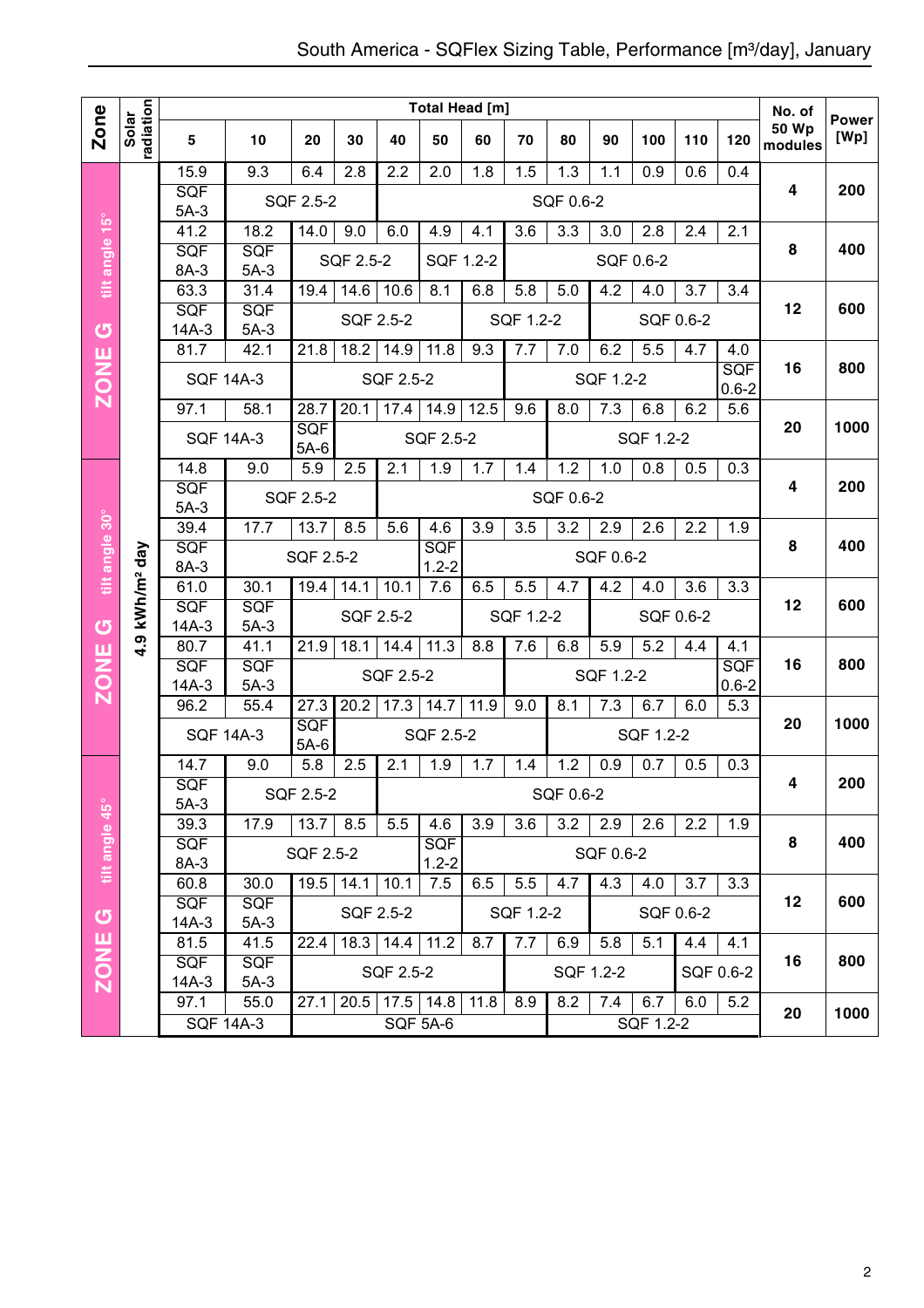# South America - SQFlex Sizing Table, Performance [m³/day], January

| Zone | Solar radiation | 5 | 10 | 20 | 30 | 40 | 50 | 60 | 70 | 80 | 90 | 100 | 110 | 120 | No. of 50 Wp modules | Power [Wp] |
|---|---|---|---|---|---|---|---|---|---|---|---|---|---|---|---|---|
| | | **Total Head [m]** | | | | | | | | | | | | | | |
| ZONE G tilt angle 15° | 4.9 kWh/m² day | 15.9 | 9.3 | 6.4 | 2.8 | 2.2 | 2.0 | 1.8 | 1.5 | 1.3 | 1.1 | 0.9 | 0.6 | 0.4 | 4 | 200 |
| | | SQF 5A-3 | SQF 2.5-2 | | SQF 0.6-2 | | | | | | | | | | | |
| | | 41.2 | 18.2 | 14.0 | 9.0 | 6.0 | 4.9 | 4.1 | 3.6 | 3.3 | 3.0 | 2.8 | 2.4 | 2.1 | 8 | 400 |
| | | SQF 8A-3 | SQF 5A-3 | SQF 2.5-2 | | | SQF 1.2-2 | | SQF 0.6-2 | | | | | | | |
| | | 63.3 | 31.4 | 19.4 | 14.6 | 10.6 | 8.1 | 6.8 | 5.8 | 5.0 | 4.2 | 4.0 | 3.7 | 3.4 | 12 | 600 |
| | | SQF 14A-3 | SQF 5A-3 | SQF 2.5-2 | | | | SQF 1.2-2 | | | SQF 0.6-2 | | | | | |
| | | 81.7 | 42.1 | 21.8 | 18.2 | 14.9 | 11.8 | 9.3 | 7.7 | 7.0 | 6.2 | 5.5 | 4.7 | 4.0 | 16 | 800 |
| | | SQF 14A-3 | | SQF 2.5-2 | | | | | SQF 1.2-2 | | | | | SQF 0.6-2 | | |
| | | 97.1 | 58.1 | 28.7 | 20.1 | 17.4 | 14.9 | 12.5 | 9.6 | 8.0 | 7.3 | 6.8 | 6.2 | 5.6 | 20 | 1000 |
| | | SQF 14A-3 | | SQF 5A-6 | SQF 2.5-2 | | | | | SQF 1.2-2 | | | | | | |
| ZONE G tilt angle 30° | 4.9 kWh/m² day | 14.8 | 9.0 | 5.9 | 2.5 | 2.1 | 1.9 | 1.7 | 1.4 | 1.2 | 1.0 | 0.8 | 0.5 | 0.3 | 4 | 200 |
| | | SQF 5A-3 | SQF 2.5-2 | | SQF 0.6-2 | | | | | | | | | | | |
| | | 39.4 | 17.7 | 13.7 | 8.5 | 5.6 | 4.6 | 3.9 | 3.5 | 3.2 | 2.9 | 2.6 | 2.2 | 1.9 | 8 | 400 |
| | | SQF 8A-3 | SQF 2.5-2 | | | | SQF 1.2-2 | SQF 0.6-2 | | | | | | | | |
| | | 61.0 | 30.1 | 19.4 | 14.1 | 10.1 | 7.6 | 6.5 | 5.5 | 4.7 | 4.2 | 4.0 | 3.6 | 3.3 | 12 | 600 |
| | | SQF 14A-3 | SQF 5A-3 | SQF 2.5-2 | | | | SQF 1.2-2 | | | SQF 0.6-2 | | | | | |
| | | 80.7 | 41.1 | 21.9 | 18.1 | 14.4 | 11.3 | 8.8 | 7.6 | 6.8 | 5.9 | 5.2 | 4.4 | 4.1 | 16 | 800 |
| | | SQF 14A-3 | SQF 5A-3 | SQF 2.5-2 | | | | | SQF 1.2-2 | | | | | SQF 0.6-2 | | |
| | | 96.2 | 55.4 | 27.3 | 20.2 | 17.3 | 14.7 | 11.9 | 9.0 | 8.1 | 7.3 | 6.7 | 6.0 | 5.3 | 20 | 1000 |
| | | SQF 14A-3 | | SQF 5A-6 | SQF 2.5-2 | | | | | SQF 1.2-2 | | | | | | |
| ZONE G tilt angle 45° | 4.9 kWh/m² day | 14.7 | 9.0 | 5.8 | 2.5 | 2.1 | 1.9 | 1.7 | 1.4 | 1.2 | 0.9 | 0.7 | 0.5 | 0.3 | 4 | 200 |
| | | SQF 5A-3 | SQF 2.5-2 | | SQF 0.6-2 | | | | | | | | | | | |
| | | 39.3 | 17.9 | 13.7 | 8.5 | 5.5 | 4.6 | 3.9 | 3.6 | 3.2 | 2.9 | 2.6 | 2.2 | 1.9 | 8 | 400 |
| | | SQF 8A-3 | SQF 2.5-2 | | | | SQF 1.2-2 | SQF 0.6-2 | | | | | | | | |
| | | 60.8 | 30.0 | 19.5 | 14.1 | 10.1 | 7.5 | 6.5 | 5.5 | 4.7 | 4.3 | 4.0 | 3.7 | 3.3 | 12 | 600 |
| | | SQF 14A-3 | SQF 5A-3 | SQF 2.5-2 | | | | SQF 1.2-2 | | | SQF 0.6-2 | | | | | |
| | | 81.5 | 41.5 | 22.4 | 18.3 | 14.4 | 11.2 | 8.7 | 7.7 | 6.9 | 5.8 | 5.1 | 4.4 | 4.1 | 16 | 800 |
| | | SQF 14A-3 | SQF 5A-3 | SQF 2.5-2 | | | | | SQF 1.2-2 | | | SQF 0.6-2 | | | | |
| | | 97.1 | 55.0 | 27.1 | 20.5 | 17.5 | 14.8 | 11.8 | 8.9 | 8.2 | 7.4 | 6.7 | 6.0 | 5.2 | 20 | 1000 |
| | | SQF 14A-3 | | SQF 5A-6 | | | | | | SQF 1.2-2 | | | | | | |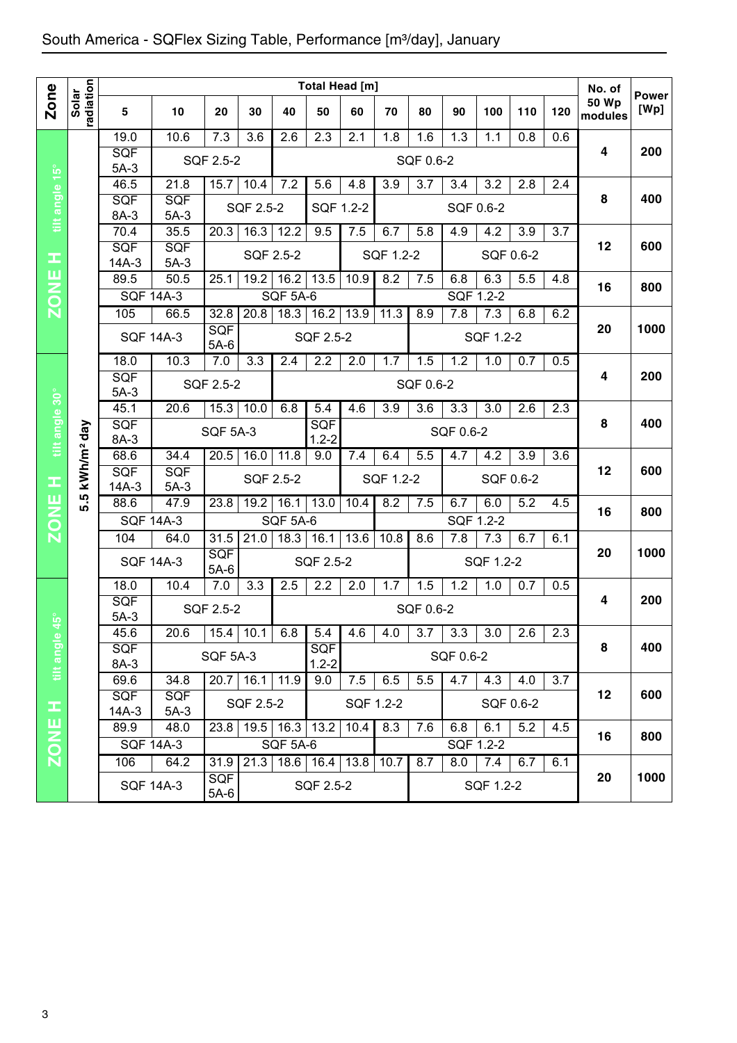# South America - SQFlex Sizing Table, Performance [m³/day], January

| Zone | Solar radiation | 5 | 10 | 20 | 30 | 40 | 50 | 60 | 70 | 80 | 90 | 100 | 110 | 120 | No. of 50 Wp modules | Power [Wp] |
|---|---|---|---|---|---|---|---|---|---|---|---|---|---|---|---|---|
| | | **Total Head [m]** | | | | | | | | | | | | | | |
| ZONE H tilt angle 15° | 5.5 kWh/m² day | 19.0 | 10.6 | 7.3 | 3.6 | 2.6 | 2.3 | 2.1 | 1.8 | 1.6 | 1.3 | 1.1 | 0.8 | 0.6 | 4 | 200 |
| | | SQF 5A-3 | SQF 2.5-2 | | | SQF 0.6-2 | | | | | | | | | | |
| | | 46.5 | 21.8 | 15.7 | 10.4 | 7.2 | 5.6 | 4.8 | 3.9 | 3.7 | 3.4 | 3.2 | 2.8 | 2.4 | 8 | 400 |
| | | SQF 8A-3 | SQF 5A-3 | SQF 2.5-2 | | | SQF 1.2-2 | | SQF 0.6-2 | | | | | | | |
| | | 70.4 | 35.5 | 20.3 | 16.3 | 12.2 | 9.5 | 7.5 | 6.7 | 5.8 | 4.9 | 4.2 | 3.9 | 3.7 | 12 | 600 |
| | | SQF 14A-3 | SQF 5A-3 | SQF 2.5-2 | | | | SQF 1.2-2 | | | SQF 0.6-2 | | | | | |
| | | 89.5 | 50.5 | 25.1 | 19.2 | 16.2 | 13.5 | 10.9 | 8.2 | 7.5 | 6.8 | 6.3 | 5.5 | 4.8 | 16 | 800 |
| | | SQF 14A-3 | | SQF 5A-6 | | | | | SQF 1.2-2 | | | | | | | |
| | | 105 | 66.5 | 32.8 | 20.8 | 18.3 | 16.2 | 13.9 | 11.3 | 8.9 | 7.8 | 7.3 | 6.8 | 6.2 | 20 | 1000 |
| | | SQF 14A-3 | | SQF 5A-6 | SQF 2.5-2 | | | | | SQF 1.2-2 | | | | | | |
| ZONE H tilt angle 30° | 5.5 kWh/m² day | 18.0 | 10.3 | 7.0 | 3.3 | 2.4 | 2.2 | 2.0 | 1.7 | 1.5 | 1.2 | 1.0 | 0.7 | 0.5 | 4 | 200 |
| | | SQF 5A-3 | SQF 2.5-2 | | | SQF 0.6-2 | | | | | | | | | | |
| | | 45.1 | 20.6 | 15.3 | 10.0 | 6.8 | 5.4 | 4.6 | 3.9 | 3.6 | 3.3 | 3.0 | 2.6 | 2.3 | 8 | 400 |
| | | SQF 8A-3 | SQF 5A-3 | | | | SQF 1.2-2 | SQF 0.6-2 | | | | | | | | |
| | | 68.6 | 34.4 | 20.5 | 16.0 | 11.8 | 9.0 | 7.4 | 6.4 | 5.5 | 4.7 | 4.2 | 3.9 | 3.6 | 12 | 600 |
| | | SQF 14A-3 | SQF 5A-3 | SQF 2.5-2 | | | | SQF 1.2-2 | | | SQF 0.6-2 | | | | | |
| | | 88.6 | 47.9 | 23.8 | 19.2 | 16.1 | 13.0 | 10.4 | 8.2 | 7.5 | 6.7 | 6.0 | 5.2 | 4.5 | 16 | 800 |
| | | SQF 14A-3 | | SQF 5A-6 | | | | | SQF 1.2-2 | | | | | | | |
| | | 104 | 64.0 | 31.5 | 21.0 | 18.3 | 16.1 | 13.6 | 10.8 | 8.6 | 7.8 | 7.3 | 6.7 | 6.1 | 20 | 1000 |
| | | SQF 14A-3 | | SQF 5A-6 | SQF 2.5-2 | | | | | SQF 1.2-2 | | | | | | |
| ZONE H tilt angle 45° | 5.5 kWh/m² day | 18.0 | 10.4 | 7.0 | 3.3 | 2.5 | 2.2 | 2.0 | 1.7 | 1.5 | 1.2 | 1.0 | 0.7 | 0.5 | 4 | 200 |
| | | SQF 5A-3 | SQF 2.5-2 | | | SQF 0.6-2 | | | | | | | | | | |
| | | 45.6 | 20.6 | 15.4 | 10.1 | 6.8 | 5.4 | 4.6 | 4.0 | 3.7 | 3.3 | 3.0 | 2.6 | 2.3 | 8 | 400 |
| | | SQF 8A-3 | SQF 5A-3 | | | | SQF 1.2-2 | SQF 0.6-2 | | | | | | | | |
| | | 69.6 | 34.8 | 20.7 | 16.1 | 11.9 | 9.0 | 7.5 | 6.5 | 5.5 | 4.7 | 4.3 | 4.0 | 3.7 | 12 | 600 |
| | | SQF 14A-3 | SQF 5A-3 | SQF 2.5-2 | | | SQF 1.2-2 | | | | SQF 0.6-2 | | | | | |
| | | 89.9 | 48.0 | 23.8 | 19.5 | 16.3 | 13.2 | 10.4 | 8.3 | 7.6 | 6.8 | 6.1 | 5.2 | 4.5 | 16 | 800 |
| | | SQF 14A-3 | | SQF 5A-6 | | | | | SQF 1.2-2 | | | | | | | |
| | | 106 | 64.2 | 31.9 | 21.3 | 18.6 | 16.4 | 13.8 | 10.7 | 8.7 | 8.0 | 7.4 | 6.7 | 6.1 | 20 | 1000 |
| | | SQF 14A-3 | | SQF 5A-6 | SQF 2.5-2 | | | | | SQF 1.2-2 | | | | | | |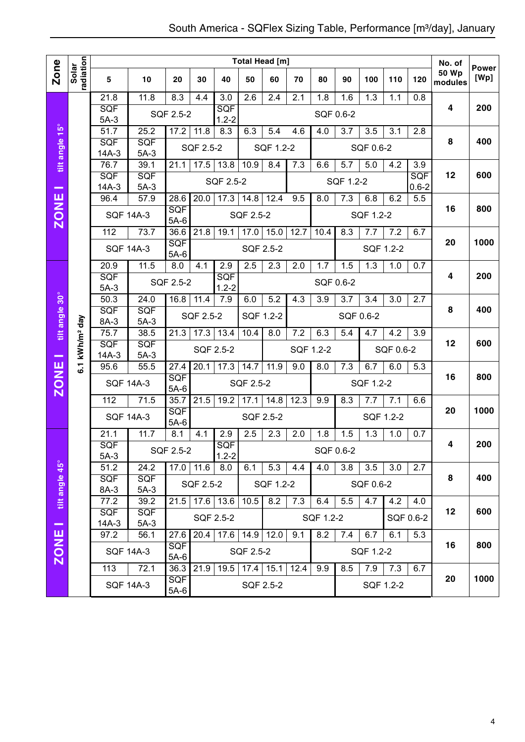# South America - SQFlex Sizing Table, Performance [m³/day], January

| Zone | Solar radiation | Total Head [m] | | | | | | | | | | | | | No. of 50 Wp modules | Power [Wp] |
|---|---|---|---|---|---|---|---|---|---|---|---|---|---|---|---|---|
| | | 5 | 10 | 20 | 30 | 40 | 50 | 60 | 70 | 80 | 90 | 100 | 110 | 120 | | |
| ZONE I tilt angle 15° | 6.1 kWh/m² day | 21.8 | 11.8 | 8.3 | 4.4 | 3.0 | 2.6 | 2.4 | 2.1 | 1.8 | 1.6 | 1.3 | 1.1 | 0.8 | 4 | 200 |
| | | SQF 5A-3 | SQF 2.5-2 | | | SQF 1.2-2 | SQF 0.6-2 | | | | | | | | | |
| | | 51.7 | 25.2 | 17.2 | 11.8 | 8.3 | 6.3 | 5.4 | 4.6 | 4.0 | 3.7 | 3.5 | 3.1 | 2.8 | 8 | 400 |
| | | SQF 14A-3 | SQF 5A-3 | SQF 2.5-2 | | | SQF 1.2-2 | | | SQF 0.6-2 | | | | | | |
| | | 76.7 | 39.1 | 21.1 | 17.5 | 13.8 | 10.9 | 8.4 | 7.3 | 6.6 | 5.7 | 5.0 | 4.2 | 3.9 | 12 | 600 |
| | | SQF 14A-3 | SQF 5A-3 | SQF 2.5-2 | | | | | SQF 1.2-2 | | | | | SQF 0.6-2 | | |
| | | 96.4 | 57.9 | 28.6 | 20.0 | 17.3 | 14.8 | 12.4 | 9.5 | 8.0 | 7.3 | 6.8 | 6.2 | 5.5 | 16 | 800 |
| | | SQF 14A-3 | | SQF 5A-6 | SQF 2.5-2 | | | | | SQF 1.2-2 | | | | | | |
| | | 112 | 73.7 | 36.6 | 21.8 | 19.1 | 17.0 | 15.0 | 12.7 | 10.4 | 8.3 | 7.7 | 7.2 | 6.7 | 20 | 1000 |
| | | SQF 14A-3 | | SQF 5A-6 | SQF 2.5-2 | | | | | | SQF 1.2-2 | | | | | |
| ZONE I tilt angle 30° | | 20.9 | 11.5 | 8.0 | 4.1 | 2.9 | 2.5 | 2.3 | 2.0 | 1.7 | 1.5 | 1.3 | 1.0 | 0.7 | 4 | 200 |
| | | SQF 5A-3 | SQF 2.5-2 | | | SQF 1.2-2 | SQF 0.6-2 | | | | | | | | | |
| | | 50.3 | 24.0 | 16.8 | 11.4 | 7.9 | 6.0 | 5.2 | 4.3 | 3.9 | 3.7 | 3.4 | 3.0 | 2.7 | 8 | 400 |
| | | SQF 8A-3 | SQF 5A-3 | SQF 2.5-2 | | | SQF 1.2-2 | | SQF 0.6-2 | | | | | | | |
| | | 75.7 | 38.5 | 21.3 | 17.3 | 13.4 | 10.4 | 8.0 | 7.2 | 6.3 | 5.4 | 4.7 | 4.2 | 3.9 | 12 | 600 |
| | | SQF 14A-3 | SQF 5A-3 | SQF 2.5-2 | | | | SQF 1.2-2 | | | | SQF 0.6-2 | | | | |
| | | 95.6 | 55.5 | 27.4 | 20.1 | 17.3 | 14.7 | 11.9 | 9.0 | 8.0 | 7.3 | 6.7 | 6.0 | 5.3 | 16 | 800 |
| | | SQF 14A-3 | | SQF 5A-6 | SQF 2.5-2 | | | | | SQF 1.2-2 | | | | | | |
| | | 112 | 71.5 | 35.7 | 21.5 | 19.2 | 17.1 | 14.8 | 12.3 | 9.9 | 8.3 | 7.7 | 7.1 | 6.6 | 20 | 1000 |
| | | SQF 14A-3 | | SQF 5A-6 | SQF 2.5-2 | | | | | | SQF 1.2-2 | | | | | |
| ZONE I tilt angle 45° | | 21.1 | 11.7 | 8.1 | 4.1 | 2.9 | 2.5 | 2.3 | 2.0 | 1.8 | 1.5 | 1.3 | 1.0 | 0.7 | 4 | 200 |
| | | SQF 5A-3 | SQF 2.5-2 | | | SQF 1.2-2 | SQF 0.6-2 | | | | | | | | | |
| | | 51.2 | 24.2 | 17.0 | 11.6 | 8.0 | 6.1 | 5.3 | 4.4 | 4.0 | 3.8 | 3.5 | 3.0 | 2.7 | 8 | 400 |
| | | SQF 8A-3 | SQF 5A-3 | SQF 2.5-2 | | | SQF 1.2-2 | | | SQF 0.6-2 | | | | | | |
| | | 77.2 | 39.2 | 21.5 | 17.6 | 13.6 | 10.5 | 8.2 | 7.3 | 6.4 | 5.5 | 4.7 | 4.2 | 4.0 | 12 | 600 |
| | | SQF 14A-3 | SQF 5A-3 | SQF 2.5-2 | | | | SQF 1.2-2 | | | | | SQF 0.6-2 | | | |
| | | 97.2 | 56.1 | 27.6 | 20.4 | 17.6 | 14.9 | 12.0 | 9.1 | 8.2 | 7.4 | 6.7 | 6.1 | 5.3 | 16 | 800 |
| | | SQF 14A-3 | | SQF 5A-6 | SQF 2.5-2 | | | | | SQF 1.2-2 | | | | | | |
| | | 113 | 72.1 | 36.3 | 21.9 | 19.5 | 17.4 | 15.1 | 12.4 | 9.9 | 8.5 | 7.9 | 7.3 | 6.7 | 20 | 1000 |
| | | SQF 14A-3 | | SQF 5A-6 | SQF 2.5-2 | | | | | | SQF 1.2-2 | | | | | |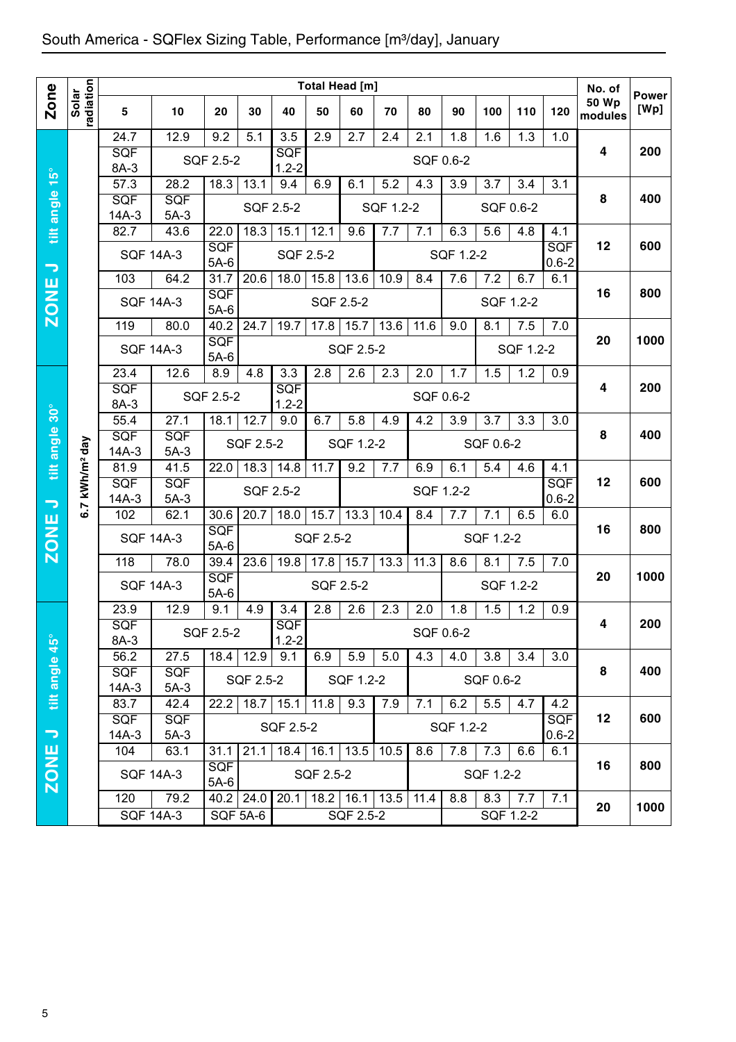# South America - SQFlex Sizing Table, Performance [m³/day], January

| Zone | Solar radiation | 5 | 10 | 20 | 30 | 40 | 50 | 60 | 70 | 80 | 90 | 100 | 110 | 120 | No. of 50 Wp modules | Power [Wp] |
|---|---|---|---|---|---|---|---|---|---|---|---|---|---|---|---|---|
| | | **Total Head [m]** | | | | | | | | | | | | | | |
| ZONE J tilt angle 15° | 6.7 kWh/m² day | 24.7 | 12.9 | 9.2 | 5.1 | 3.5 | 2.9 | 2.7 | 2.4 | 2.1 | 1.8 | 1.6 | 1.3 | 1.0 | 4 | 200 |
| | | SQF 8A-3 | SQF 2.5-2 | | | SQF 1.2-2 | SQF 0.6-2 | | | | | | | | | |
| | | 57.3 | 28.2 | 18.3 | 13.1 | 9.4 | 6.9 | 6.1 | 5.2 | 4.3 | 3.9 | 3.7 | 3.4 | 3.1 | 8 | 400 |
| | | SQF 14A-3 | SQF 5A-3 | SQF 2.5-2 | | | | SQF 1.2-2 | | | SQF 0.6-2 | | | | | |
| | | 82.7 | 43.6 | 22.0 | 18.3 | 15.1 | 12.1 | 9.6 | 7.7 | 7.1 | 6.3 | 5.6 | 4.8 | 4.1 | 12 | 600 |
| | | SQF 14A-3 | | SQF 5A-6 | SQF 2.5-2 | | | | SQF 1.2-2 | | | | | SQF 0.6-2 | | |
| | | 103 | 64.2 | 31.7 | 20.6 | 18.0 | 15.8 | 13.6 | 10.9 | 8.4 | 7.6 | 7.2 | 6.7 | 6.1 | 16 | 800 |
| | | SQF 14A-3 | | SQF 5A-6 | SQF 2.5-2 | | | | | | SQF 1.2-2 | | | | | |
| | | 119 | 80.0 | 40.2 | 24.7 | 19.7 | 17.8 | 15.7 | 13.6 | 11.6 | 9.0 | 8.1 | 7.5 | 7.0 | 20 | 1000 |
| | | SQF 14A-3 | | SQF 5A-6 | SQF 2.5-2 | | | | | | | SQF 1.2-2 | | | | |
| ZONE J tilt angle 30° | 6.7 kWh/m² day | 23.4 | 12.6 | 8.9 | 4.8 | 3.3 | 2.8 | 2.6 | 2.3 | 2.0 | 1.7 | 1.5 | 1.2 | 0.9 | 4 | 200 |
| | | SQF 8A-3 | SQF 2.5-2 | | | SQF 1.2-2 | SQF 0.6-2 | | | | | | | | | |
| | | 55.4 | 27.1 | 18.1 | 12.7 | 9.0 | 6.7 | 5.8 | 4.9 | 4.2 | 3.9 | 3.7 | 3.3 | 3.0 | 8 | 400 |
| | | SQF 14A-3 | SQF 5A-3 | SQF 2.5-2 | | | SQF 1.2-2 | | | SQF 0.6-2 | | | | | | |
| | | 81.9 | 41.5 | 22.0 | 18.3 | 14.8 | 11.7 | 9.2 | 7.7 | 6.9 | 6.1 | 5.4 | 4.6 | 4.1 | 12 | 600 |
| | | SQF 14A-3 | SQF 5A-3 | SQF 2.5-2 | | | | SQF 1.2-2 | | | | | | SQF 0.6-2 | | |
| | | 102 | 62.1 | 30.6 | 20.7 | 18.0 | 15.7 | 13.3 | 10.4 | 8.4 | 7.7 | 7.1 | 6.5 | 6.0 | 16 | 800 |
| | | SQF 14A-3 | | SQF 5A-6 | SQF 2.5-2 | | | | | SQF 1.2-2 | | | | | | |
| | | 118 | 78.0 | 39.4 | 23.6 | 19.8 | 17.8 | 15.7 | 13.3 | 11.3 | 8.6 | 8.1 | 7.5 | 7.0 | 20 | 1000 |
| | | SQF 14A-3 | | SQF 5A-6 | SQF 2.5-2 | | | | | | SQF 1.2-2 | | | | | |
| ZONE J tilt angle 45° | 6.7 kWh/m² day | 23.9 | 12.9 | 9.1 | 4.9 | 3.4 | 2.8 | 2.6 | 2.3 | 2.0 | 1.8 | 1.5 | 1.2 | 0.9 | 4 | 200 |
| | | SQF 8A-3 | SQF 2.5-2 | | | SQF 1.2-2 | SQF 0.6-2 | | | | | | | | | |
| | | 56.2 | 27.5 | 18.4 | 12.9 | 9.1 | 6.9 | 5.9 | 5.0 | 4.3 | 4.0 | 3.8 | 3.4 | 3.0 | 8 | 400 |
| | | SQF 14A-3 | SQF 5A-3 | SQF 2.5-2 | | | SQF 1.2-2 | | | SQF 0.6-2 | | | | | | |
| | | 83.7 | 42.4 | 22.2 | 18.7 | 15.1 | 11.8 | 9.3 | 7.9 | 7.1 | 6.2 | 5.5 | 4.7 | 4.2 | 12 | 600 |
| | | SQF 14A-3 | SQF 5A-3 | SQF 2.5-2 | | | | | SQF 1.2-2 | | | | | SQF 0.6-2 | | |
| | | 104 | 63.1 | 31.1 | 21.1 | 18.4 | 16.1 | 13.5 | 10.5 | 8.6 | 7.8 | 7.3 | 6.6 | 6.1 | 16 | 800 |
| | | SQF 14A-3 | | SQF 5A-6 | SQF 2.5-2 | | | | | SQF 1.2-2 | | | | | | |
| | | 120 | 79.2 | 40.2 | 24.0 | 20.1 | 18.2 | 16.1 | 13.5 | 11.4 | 8.8 | 8.3 | 7.7 | 7.1 | 20 | 1000 |
| | | SQF 14A-3 | | SQF 5A-6 | | SQF 2.5-2 | | | | | SQF 1.2-2 | | | | | |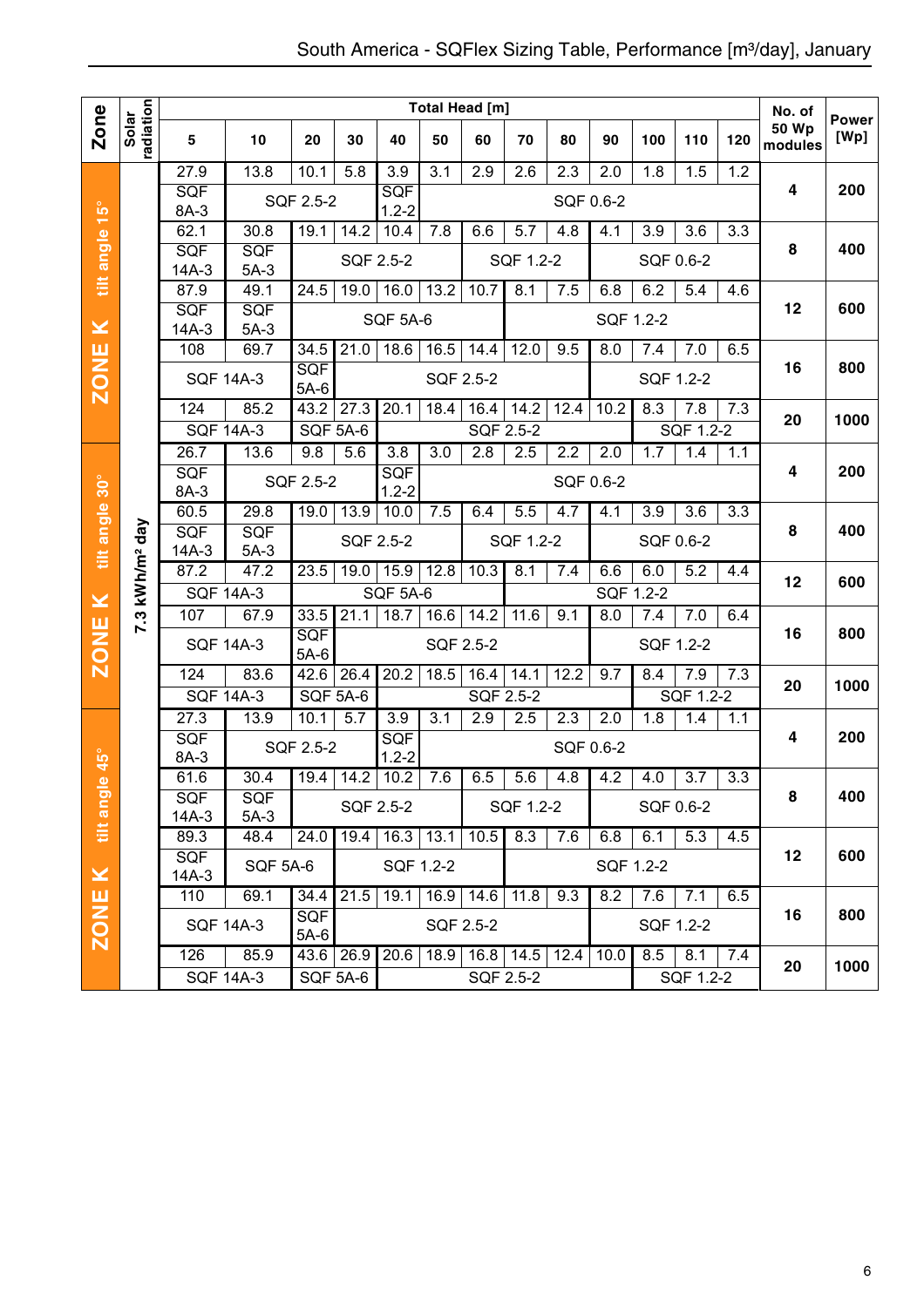# South America - SQFlex Sizing Table, Performance [m³/day], January

| Zone | Solar radiation | 5 | 10 | 20 | 30 | 40 | 50 | 60 | 70 | 80 | 90 | 100 | 110 | 120 | No. of 50 Wp modules | Power [Wp] |
|---|---|---|---|---|---|---|---|---|---|---|---|---|---|---|---|---|
| | | Total Head [m] | | | | | | | | | | | | | | |
| ZONE K tilt angle 15° | 7.3 kWh/m² day | 27.9 | 13.8 | 10.1 | 5.8 | 3.9 | 3.1 | 2.9 | 2.6 | 2.3 | 2.0 | 1.8 | 1.5 | 1.2 | 4 | 200 |
| | | SQF 8A-3 | SQF 2.5-2 | | | SQF 1.2-2 | SQF 0.6-2 | | | | | | | | | |
| | | 62.1 | 30.8 | 19.1 | 14.2 | 10.4 | 7.8 | 6.6 | 5.7 | 4.8 | 4.1 | 3.9 | 3.6 | 3.3 | 8 | 400 |
| | | SQF 14A-3 | SQF 5A-3 | SQF 2.5-2 | | | | SQF 1.2-2 | | | SQF 0.6-2 | | | | | |
| | | 87.9 | 49.1 | 24.5 | 19.0 | 16.0 | 13.2 | 10.7 | 8.1 | 7.5 | 6.8 | 6.2 | 5.4 | 4.6 | 12 | 600 |
| | | SQF 14A-3 | SQF 5A-3 | SQF 5A-6 | | | | | SQF 1.2-2 | | | | | | | |
| | | 108 | 69.7 | 34.5 | 21.0 | 18.6 | 16.5 | 14.4 | 12.0 | 9.5 | 8.0 | 7.4 | 7.0 | 6.5 | 16 | 800 |
| | | SQF 14A-3 | | SQF 5A-6 | SQF 2.5-2 | | | | | | SQF 1.2-2 | | | | | |
| | | 124 | 85.2 | 43.2 | 27.3 | 20.1 | 18.4 | 16.4 | 14.2 | 12.4 | 10.2 | 8.3 | 7.8 | 7.3 | 20 | 1000 |
| | | SQF 14A-3 | | SQF 5A-6 | | SQF 2.5-2 | | | | | | SQF 1.2-2 | | | | |
| ZONE K tilt angle 30° | 7.3 kWh/m² day | 26.7 | 13.6 | 9.8 | 5.6 | 3.8 | 3.0 | 2.8 | 2.5 | 2.2 | 2.0 | 1.7 | 1.4 | 1.1 | 4 | 200 |
| | | SQF 8A-3 | SQF 2.5-2 | | | SQF 1.2-2 | SQF 0.6-2 | | | | | | | | | |
| | | 60.5 | 29.8 | 19.0 | 13.9 | 10.0 | 7.5 | 6.4 | 5.5 | 4.7 | 4.1 | 3.9 | 3.6 | 3.3 | 8 | 400 |
| | | SQF 14A-3 | SQF 5A-3 | SQF 2.5-2 | | | | SQF 1.2-2 | | | SQF 0.6-2 | | | | | |
| | | 87.2 | 47.2 | 23.5 | 19.0 | 15.9 | 12.8 | 10.3 | 8.1 | 7.4 | 6.6 | 6.0 | 5.2 | 4.4 | 12 | 600 |
| | | SQF 14A-3 | | SQF 5A-6 | | | | | SQF 1.2-2 | | | | | | | |
| | | 107 | 67.9 | 33.5 | 21.1 | 18.7 | 16.6 | 14.2 | 11.6 | 9.1 | 8.0 | 7.4 | 7.0 | 6.4 | 16 | 800 |
| | | SQF 14A-3 | | SQF 5A-6 | SQF 2.5-2 | | | | | | SQF 1.2-2 | | | | | |
| | | 124 | 83.6 | 42.6 | 26.4 | 20.2 | 18.5 | 16.4 | 14.1 | 12.2 | 9.7 | 8.4 | 7.9 | 7.3 | 20 | 1000 |
| | | SQF 14A-3 | | SQF 5A-6 | | SQF 2.5-2 | | | | | | SQF 1.2-2 | | | | |
| ZONE K tilt angle 45° | 7.3 kWh/m² day | 27.3 | 13.9 | 10.1 | 5.7 | 3.9 | 3.1 | 2.9 | 2.5 | 2.3 | 2.0 | 1.8 | 1.4 | 1.1 | 4 | 200 |
| | | SQF 8A-3 | SQF 2.5-2 | | | SQF 1.2-2 | SQF 0.6-2 | | | | | | | | | |
| | | 61.6 | 30.4 | 19.4 | 14.2 | 10.2 | 7.6 | 6.5 | 5.6 | 4.8 | 4.2 | 4.0 | 3.7 | 3.3 | 8 | 400 |
| | | SQF 14A-3 | SQF 5A-3 | SQF 2.5-2 | | | | SQF 1.2-2 | | | SQF 0.6-2 | | | | | |
| | | 89.3 | 48.4 | 24.0 | 19.4 | 16.3 | 13.1 | 10.5 | 8.3 | 7.6 | 6.8 | 6.1 | 5.3 | 4.5 | 12 | 600 |
| | | SQF 14A-3 | SQF 5A-6 | | SQF 1.2-2 | | | | SQF 1.2-2 | | | | | | | |
| | | 110 | 69.1 | 34.4 | 21.5 | 19.1 | 16.9 | 14.6 | 11.8 | 9.3 | 8.2 | 7.6 | 7.1 | 6.5 | 16 | 800 |
| | | SQF 14A-3 | | SQF 5A-6 | SQF 2.5-2 | | | | | | SQF 1.2-2 | | | | | |
| | | 126 | 85.9 | 43.6 | 26.9 | 20.6 | 18.9 | 16.8 | 14.5 | 12.4 | 10.0 | 8.5 | 8.1 | 7.4 | 20 | 1000 |
| | | SQF 14A-3 | | SQF 5A-6 | | SQF 2.5-2 | | | | | | SQF 1.2-2 | | | | |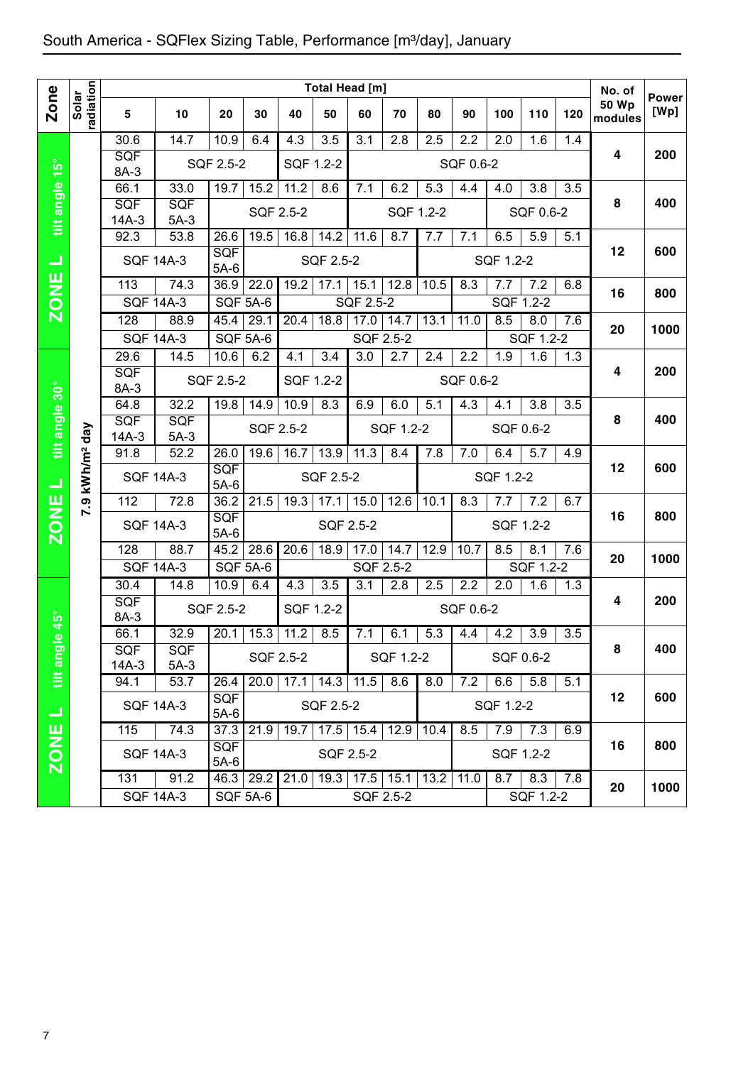# South America - SQFlex Sizing Table, Performance [m³/day], January

| Zone | Solar radiation | Total Head [m] 5 | 10 | 20 | 30 | 40 | 50 | 60 | 70 | 80 | 90 | 100 | 110 | 120 | No. of 50 Wp modules | Power [Wp] |
|---|---|---|---|---|---|---|---|---|---|---|---|---|---|---|---|---|
| ZONE L tilt angle 15° | 7.9 kWh/m² day | 30.6 | 14.7 | 10.9 | 6.4 | 4.3 | 3.5 | 3.1 | 2.8 | 2.5 | 2.2 | 2.0 | 1.6 | 1.4 | 4 | 200 |
| | | SQF 8A-3 | SQF 2.5-2 | | | SQF 1.2-2 | | SQF 0.6-2 | | | | | | | | |
| | | 66.1 | 33.0 | 19.7 | 15.2 | 11.2 | 8.6 | 7.1 | 6.2 | 5.3 | 4.4 | 4.0 | 3.8 | 3.5 | 8 | 400 |
| | | SQF 14A-3 | SQF 5A-3 | SQF 2.5-2 | | | | SQF 1.2-2 | | | | SQF 0.6-2 | | | | |
| | | 92.3 | 53.8 | 26.6 | 19.5 | 16.8 | 14.2 | 11.6 | 8.7 | 7.7 | 7.1 | 6.5 | 5.9 | 5.1 | 12 | 600 |
| | | SQF 14A-3 | | SQF 5A-6 | SQF 2.5-2 | | | | | SQF 1.2-2 | | | | | | |
| | | 113 | 74.3 | 36.9 | 22.0 | 19.2 | 17.1 | 15.1 | 12.8 | 10.5 | 8.3 | 7.7 | 7.2 | 6.8 | 16 | 800 |
| | | SQF 14A-3 | | SQF 5A-6 | | SQF 2.5-2 | | | | | SQF 1.2-2 | | | | | |
| | | 128 | 88.9 | 45.4 | 29.1 | 20.4 | 18.8 | 17.0 | 14.7 | 13.1 | 11.0 | 8.5 | 8.0 | 7.6 | 20 | 1000 |
| | | SQF 14A-3 | | SQF 5A-6 | | SQF 2.5-2 | | | | | | SQF 1.2-2 | | | | |
| ZONE L tilt angle 30° | 7.9 kWh/m² day | 29.6 | 14.5 | 10.6 | 6.2 | 4.1 | 3.4 | 3.0 | 2.7 | 2.4 | 2.2 | 1.9 | 1.6 | 1.3 | 4 | 200 |
| | | SQF 8A-3 | SQF 2.5-2 | | | SQF 1.2-2 | | SQF 0.6-2 | | | | | | | | |
| | | 64.8 | 32.2 | 19.8 | 14.9 | 10.9 | 8.3 | 6.9 | 6.0 | 5.1 | 4.3 | 4.1 | 3.8 | 3.5 | 8 | 400 |
| | | SQF 14A-3 | SQF 5A-3 | SQF 2.5-2 | | | | SQF 1.2-2 | | | SQF 0.6-2 | | | | | |
| | | 91.8 | 52.2 | 26.0 | 19.6 | 16.7 | 13.9 | 11.3 | 8.4 | 7.8 | 7.0 | 6.4 | 5.7 | 4.9 | 12 | 600 |
| | | SQF 14A-3 | | SQF 5A-6 | SQF 2.5-2 | | | | | SQF 1.2-2 | | | | | | |
| | | 112 | 72.8 | 36.2 | 21.5 | 19.3 | 17.1 | 15.0 | 12.6 | 10.1 | 8.3 | 7.7 | 7.2 | 6.7 | 16 | 800 |
| | | SQF 14A-3 | | SQF 5A-6 | SQF 2.5-2 | | | | | | SQF 1.2-2 | | | | | |
| | | 128 | 88.7 | 45.2 | 28.6 | 20.6 | 18.9 | 17.0 | 14.7 | 12.9 | 10.7 | 8.5 | 8.1 | 7.6 | 20 | 1000 |
| | | SQF 14A-3 | | SQF 5A-6 | | SQF 2.5-2 | | | | | | SQF 1.2-2 | | | | |
| ZONE L tilt angle 45° | 7.9 kWh/m² day | 30.4 | 14.8 | 10.9 | 6.4 | 4.3 | 3.5 | 3.1 | 2.8 | 2.5 | 2.2 | 2.0 | 1.6 | 1.3 | 4 | 200 |
| | | SQF 8A-3 | SQF 2.5-2 | | | SQF 1.2-2 | | SQF 0.6-2 | | | | | | | | |
| | | 66.1 | 32.9 | 20.1 | 15.3 | 11.2 | 8.5 | 7.1 | 6.1 | 5.3 | 4.4 | 4.2 | 3.9 | 3.5 | 8 | 400 |
| | | SQF 14A-3 | SQF 5A-3 | SQF 2.5-2 | | | | SQF 1.2-2 | | | SQF 0.6-2 | | | | | |
| | | 94.1 | 53.7 | 26.4 | 20.0 | 17.1 | 14.3 | 11.5 | 8.6 | 8.0 | 7.2 | 6.6 | 5.8 | 5.1 | 12 | 600 |
| | | SQF 14A-3 | | SQF 5A-6 | SQF 2.5-2 | | | | | SQF 1.2-2 | | | | | | |
| | | 115 | 74.3 | 37.3 | 21.9 | 19.7 | 17.5 | 15.4 | 12.9 | 10.4 | 8.5 | 7.9 | 7.3 | 6.9 | 16 | 800 |
| | | SQF 14A-3 | | SQF 5A-6 | SQF 2.5-2 | | | | | | SQF 1.2-2 | | | | | |
| | | 131 | 91.2 | 46.3 | 29.2 | 21.0 | 19.3 | 17.5 | 15.1 | 13.2 | 11.0 | 8.7 | 8.3 | 7.8 | 20 | 1000 |
| | | SQF 14A-3 | | SQF 5A-6 | | SQF 2.5-2 | | | | | | SQF 1.2-2 | | | | |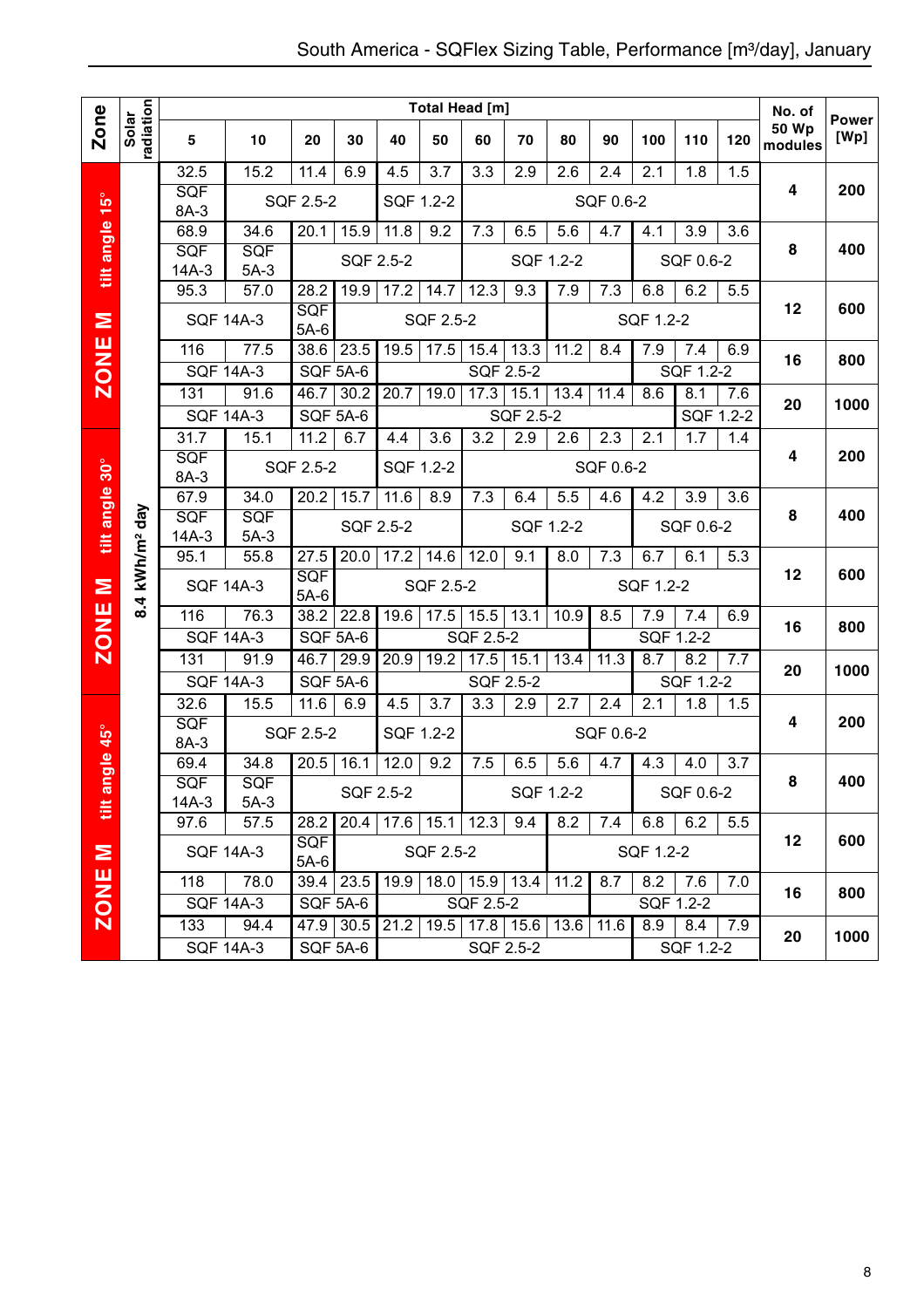# South America - SQFlex Sizing Table, Performance [m³/day], January

| Zone | Solar radiation | 5 | 10 | 20 | 30 | 40 | 50 | 60 | 70 | 80 | 90 | 100 | 110 | 120 | No. of 50 Wp modules | Power [Wp] |
|---|---|---|---|---|---|---|---|---|---|---|---|---|---|---|---|---|
| | | **Total Head [m]** | | | | | | | | | | | | | | |
| ZONE M tilt angle 15° | 8.4 kWh/m² day | 32.5 | 15.2 | 11.4 | 6.9 | 4.5 | 3.7 | 3.3 | 2.9 | 2.6 | 2.4 | 2.1 | 1.8 | 1.5 | 4 | 200 |
| | | SQF 8A-3 | SQF 2.5-2 | | | SQF 1.2-2 | | SQF 0.6-2 | | | | | | | | |
| | | 68.9 | 34.6 | 20.1 | 15.9 | 11.8 | 9.2 | 7.3 | 6.5 | 5.6 | 4.7 | 4.1 | 3.9 | 3.6 | 8 | 400 |
| | | SQF 14A-3 | SQF 5A-3 | SQF 2.5-2 | | | | SQF 1.2-2 | | | | SQF 0.6-2 | | | | |
| | | 95.3 | 57.0 | 28.2 | 19.9 | 17.2 | 14.7 | 12.3 | 9.3 | 7.9 | 7.3 | 6.8 | 6.2 | 5.5 | 12 | 600 |
| | | SQF 14A-3 | | SQF 5A-6 | SQF 2.5-2 | | | | | SQF 1.2-2 | | | | | | |
| | | 116 | 77.5 | 38.6 | 23.5 | 19.5 | 17.5 | 15.4 | 13.3 | 11.2 | 8.4 | 7.9 | 7.4 | 6.9 | 16 | 800 |
| | | SQF 14A-3 | | SQF 5A-6 | | SQF 2.5-2 | | | | | | SQF 1.2-2 | | | | |
| | | 131 | 91.6 | 46.7 | 30.2 | 20.7 | 19.0 | 17.3 | 15.1 | 13.4 | 11.4 | 8.6 | 8.1 | 7.6 | 20 | 1000 |
| | | SQF 14A-3 | | SQF 5A-6 | | SQF 2.5-2 | | | | | | | SQF 1.2-2 | | | |
| ZONE M tilt angle 30° | 8.4 kWh/m² day | 31.7 | 15.1 | 11.2 | 6.7 | 4.4 | 3.6 | 3.2 | 2.9 | 2.6 | 2.3 | 2.1 | 1.7 | 1.4 | 4 | 200 |
| | | SQF 8A-3 | SQF 2.5-2 | | | SQF 1.2-2 | | SQF 0.6-2 | | | | | | | | |
| | | 67.9 | 34.0 | 20.2 | 15.7 | 11.6 | 8.9 | 7.3 | 6.4 | 5.5 | 4.6 | 4.2 | 3.9 | 3.6 | 8 | 400 |
| | | SQF 14A-3 | SQF 5A-3 | SQF 2.5-2 | | | | SQF 1.2-2 | | | | SQF 0.6-2 | | | | |
| | | 95.1 | 55.8 | 27.5 | 20.0 | 17.2 | 14.6 | 12.0 | 9.1 | 8.0 | 7.3 | 6.7 | 6.1 | 5.3 | 12 | 600 |
| | | SQF 14A-3 | | SQF 5A-6 | SQF 2.5-2 | | | | | SQF 1.2-2 | | | | | | |
| | | 116 | 76.3 | 38.2 | 22.8 | 19.6 | 17.5 | 15.5 | 13.1 | 10.9 | 8.5 | 7.9 | 7.4 | 6.9 | 16 | 800 |
| | | SQF 14A-3 | | SQF 5A-6 | | SQF 2.5-2 | | | | | SQF 1.2-2 | | | | | |
| | | 131 | 91.9 | 46.7 | 29.9 | 20.9 | 19.2 | 17.5 | 15.1 | 13.4 | 11.3 | 8.7 | 8.2 | 7.7 | 20 | 1000 |
| | | SQF 14A-3 | | SQF 5A-6 | | SQF 2.5-2 | | | | | | SQF 1.2-2 | | | | |
| ZONE M tilt angle 45° | 8.4 kWh/m² day | 32.6 | 15.5 | 11.6 | 6.9 | 4.5 | 3.7 | 3.3 | 2.9 | 2.7 | 2.4 | 2.1 | 1.8 | 1.5 | 4 | 200 |
| | | SQF 8A-3 | SQF 2.5-2 | | | SQF 1.2-2 | | SQF 0.6-2 | | | | | | | | |
| | | 69.4 | 34.8 | 20.5 | 16.1 | 12.0 | 9.2 | 7.5 | 6.5 | 5.6 | 4.7 | 4.3 | 4.0 | 3.7 | 8 | 400 |
| | | SQF 14A-3 | SQF 5A-3 | SQF 2.5-2 | | | | SQF 1.2-2 | | | | SQF 0.6-2 | | | | |
| | | 97.6 | 57.5 | 28.2 | 20.4 | 17.6 | 15.1 | 12.3 | 9.4 | 8.2 | 7.4 | 6.8 | 6.2 | 5.5 | 12 | 600 |
| | | SQF 14A-3 | | SQF 5A-6 | SQF 2.5-2 | | | | | SQF 1.2-2 | | | | | | |
| | | 118 | 78.0 | 39.4 | 23.5 | 19.9 | 18.0 | 15.9 | 13.4 | 11.2 | 8.7 | 8.2 | 7.6 | 7.0 | 16 | 800 |
| | | SQF 14A-3 | | SQF 5A-6 | | SQF 2.5-2 | | | | | SQF 1.2-2 | | | | | |
| | | 133 | 94.4 | 47.9 | 30.5 | 21.2 | 19.5 | 17.8 | 15.6 | 13.6 | 11.6 | 8.9 | 8.4 | 7.9 | 20 | 1000 |
| | | SQF 14A-3 | | SQF 5A-6 | | SQF 2.5-2 | | | | | | SQF 1.2-2 | | | | |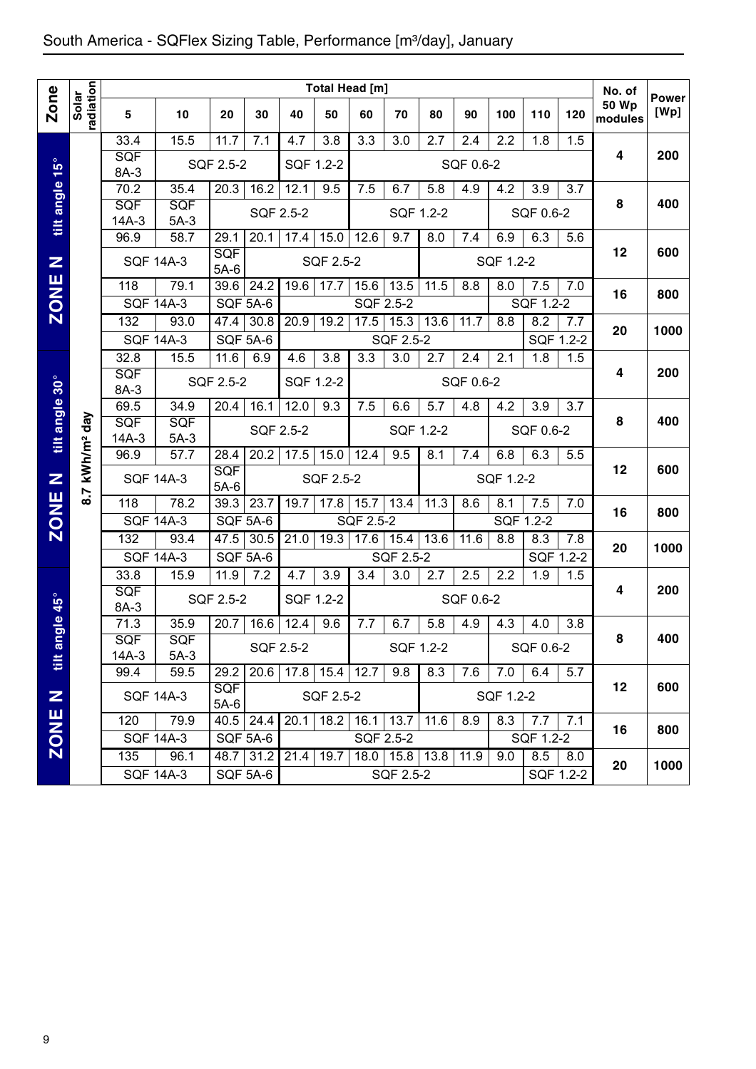## South America - SQFlex Sizing Table, Performance [m³/day], January

| Zone | Solar radiation | Total Head [m] | | | | | | | | | | | | | No. of 50 Wp modules | Power [Wp] |
|---|---|---|---|---|---|---|---|---|---|---|---|---|---|---|---|---|
| | | 5 | 10 | 20 | 30 | 40 | 50 | 60 | 70 | 80 | 90 | 100 | 110 | 120 | | |
| ZONE N tilt angle 15° | 8.7 kWh/m² day | 33.4 | 15.5 | 11.7 | 7.1 | 4.7 | 3.8 | 3.3 | 3.0 | 2.7 | 2.4 | 2.2 | 1.8 | 1.5 | 4 | 200 |
| | | SQF 8A-3 | SQF 2.5-2 | | | SQF 1.2-2 | | SQF 0.6-2 | | | | | | | | |
| | | 70.2 | 35.4 | 20.3 | 16.2 | 12.1 | 9.5 | 7.5 | 6.7 | 5.8 | 4.9 | 4.2 | 3.9 | 3.7 | 8 | 400 |
| | | SQF 14A-3 | SQF 5A-3 | SQF 2.5-2 | | | | SQF 1.2-2 | | | | SQF 0.6-2 | | | | |
| | | 96.9 | 58.7 | 29.1 | 20.1 | 17.4 | 15.0 | 12.6 | 9.7 | 8.0 | 7.4 | 6.9 | 6.3 | 5.6 | 12 | 600 |
| | | SQF 14A-3 | | SQF 5A-6 | SQF 2.5-2 | | | | | SQF 1.2-2 | | | | | | |
| | | 118 | 79.1 | 39.6 | 24.2 | 19.6 | 17.7 | 15.6 | 13.5 | 11.5 | 8.8 | 8.0 | 7.5 | 7.0 | 16 | 800 |
| | | SQF 14A-3 | | SQF 5A-6 | | SQF 2.5-2 | | | | | | SQF 1.2-2 | | | | |
| | | 132 | 93.0 | 47.4 | 30.8 | 20.9 | 19.2 | 17.5 | 15.3 | 13.6 | 11.7 | 8.8 | 8.2 | 7.7 | 20 | 1000 |
| | | SQF 14A-3 | | SQF 5A-6 | | SQF 2.5-2 | | | | | | | SQF 1.2-2 | | | |
| ZONE N tilt angle 30° | | 32.8 | 15.5 | 11.6 | 6.9 | 4.6 | 3.8 | 3.3 | 3.0 | 2.7 | 2.4 | 2.1 | 1.8 | 1.5 | 4 | 200 |
| | | SQF 8A-3 | SQF 2.5-2 | | | SQF 1.2-2 | | SQF 0.6-2 | | | | | | | | |
| | | 69.5 | 34.9 | 20.4 | 16.1 | 12.0 | 9.3 | 7.5 | 6.6 | 5.7 | 4.8 | 4.2 | 3.9 | 3.7 | 8 | 400 |
| | | SQF 14A-3 | SQF 5A-3 | SQF 2.5-2 | | | | SQF 1.2-2 | | | | SQF 0.6-2 | | | | |
| | | 96.9 | 57.7 | 28.4 | 20.2 | 17.5 | 15.0 | 12.4 | 9.5 | 8.1 | 7.4 | 6.8 | 6.3 | 5.5 | 12 | 600 |
| | | SQF 14A-3 | | SQF 5A-6 | SQF 2.5-2 | | | | | SQF 1.2-2 | | | | | | |
| | | 118 | 78.2 | 39.3 | 23.7 | 19.7 | 17.8 | 15.7 | 13.4 | 11.3 | 8.6 | 8.1 | 7.5 | 7.0 | 16 | 800 |
| | | SQF 14A-3 | | SQF 5A-6 | | SQF 2.5-2 | | | | | | SQF 1.2-2 | | | | |
| | | 132 | 93.4 | 47.5 | 30.5 | 21.0 | 19.3 | 17.6 | 15.4 | 13.6 | 11.6 | 8.8 | 8.3 | 7.8 | 20 | 1000 |
| | | SQF 14A-3 | | SQF 5A-6 | | SQF 2.5-2 | | | | | | | SQF 1.2-2 | | | |
| ZONE N tilt angle 45° | | 33.8 | 15.9 | 11.9 | 7.2 | 4.7 | 3.9 | 3.4 | 3.0 | 2.7 | 2.5 | 2.2 | 1.9 | 1.5 | 4 | 200 |
| | | SQF 8A-3 | SQF 2.5-2 | | | SQF 1.2-2 | | SQF 0.6-2 | | | | | | | | |
| | | 71.3 | 35.9 | 20.7 | 16.6 | 12.4 | 9.6 | 7.7 | 6.7 | 5.8 | 4.9 | 4.3 | 4.0 | 3.8 | 8 | 400 |
| | | SQF 14A-3 | SQF 5A-3 | SQF 2.5-2 | | | | SQF 1.2-2 | | | | SQF 0.6-2 | | | | |
| | | 99.4 | 59.5 | 29.2 | 20.6 | 17.8 | 15.4 | 12.7 | 9.8 | 8.3 | 7.6 | 7.0 | 6.4 | 5.7 | 12 | 600 |
| | | SQF 14A-3 | | SQF 5A-6 | SQF 2.5-2 | | | | | SQF 1.2-2 | | | | | | |
| | | 120 | 79.9 | 40.5 | 24.4 | 20.1 | 18.2 | 16.1 | 13.7 | 11.6 | 8.9 | 8.3 | 7.7 | 7.1 | 16 | 800 |
| | | SQF 14A-3 | | SQF 5A-6 | | SQF 2.5-2 | | | | | | SQF 1.2-2 | | | | |
| | | 135 | 96.1 | 48.7 | 31.2 | 21.4 | 19.7 | 18.0 | 15.8 | 13.8 | 11.9 | 9.0 | 8.5 | 8.0 | 20 | 1000 |
| | | SQF 14A-3 | | SQF 5A-6 | | SQF 2.5-2 | | | | | | | SQF 1.2-2 | | | |